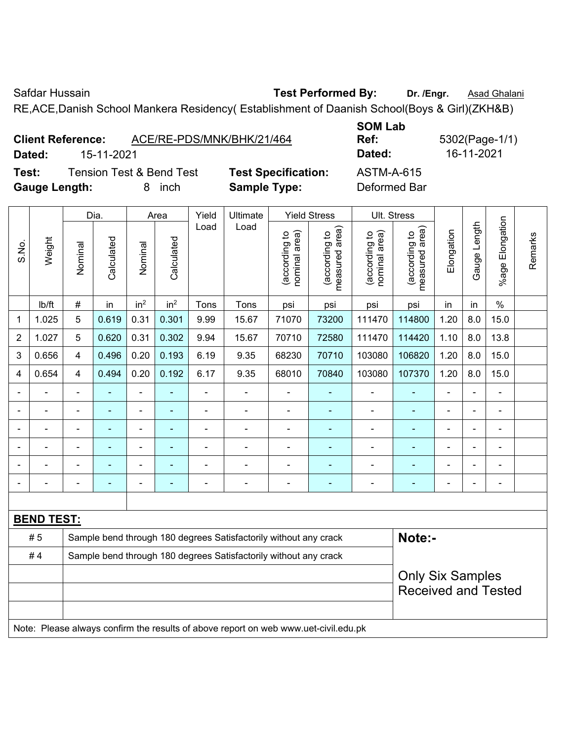Safdar Hussain **Test Performed By:** **Dr. /Engr.** Asad Ghalani

RE,ACE,Danish School Mankera Residency( Establishment of Daanish School(Boys & Girl)(ZKH&B)

**Client Reference:** ACE/RE-PDS/MNK/BHK/21/464 **SOM Lab Ref:** 5302(Page-1/1)

**Dated:** 15-11-2021 **Dated:** 16-11-2021

**Test:** Tension Test & Bend Test **Test Specification:** ASTM-A-615

**Gauge Length:** 8 inch **Sample Type:** Deformed Bar

| S.No. | Weight | Dia. | | Area | | Yield Load | Ultimate Load | Yield Stress | | Ult. Stress | | Elongation | Gauge Length | %age Elongation | Remarks |
|---|---|---|---|---|---|---|---|---|---|---|---|---|---|---|---|
| | | Nominal | Calculated | Nominal | Calculated | | | (according to nominal area) | (according to measured area) | (according to nominal area) | (according to measured area) | | | | |
| | lb/ft | # | in | $in^2$ | $in^2$ | Tons | Tons | psi | psi | psi | psi | in | in | % | |
| 1 | 1.025 | 5 | 0.619 | 0.31 | 0.301 | 9.99 | 15.67 | 71070 | 73200 | 111470 | 114800 | 1.20 | 8.0 | 15.0 | |
| 2 | 1.027 | 5 | 0.620 | 0.31 | 0.302 | 9.94 | 15.67 | 70710 | 72580 | 111470 | 114420 | 1.10 | 8.0 | 13.8 | |
| 3 | 0.656 | 4 | 0.496 | 0.20 | 0.193 | 6.19 | 9.35 | 68230 | 70710 | 103080 | 106820 | 1.20 | 8.0 | 15.0 | |
| 4 | 0.654 | 4 | 0.494 | 0.20 | 0.192 | 6.17 | 9.35 | 68010 | 70840 | 103080 | 107370 | 1.20 | 8.0 | 15.0 | |
| - | - | - | - | - | - | - | - | - | - | - | - | - | - | - | |
| - | - | - | - | - | - | - | - | - | - | - | - | - | - | - | |
| - | - | - | - | - | - | - | - | - | - | - | - | - | - | - | |
| - | - | - | - | - | - | - | - | - | - | - | - | - | - | - | |
| - | - | - | - | - | - | - | - | - | - | - | - | - | - | - | |
| - | - | - | - | - | - | - | - | - | - | - | - | - | - | - | |

**BEND TEST:**

| | | |
|---|---|---|
| # 5 | Sample bend through 180 degrees Satisfactorily without any crack | **Note:-** |
| # 4 | Sample bend through 180 degrees Satisfactorily without any crack | |
| | | Only Six Samples Received and Tested |

Note: Please always confirm the results of above report on web www.uet-civil.edu.pk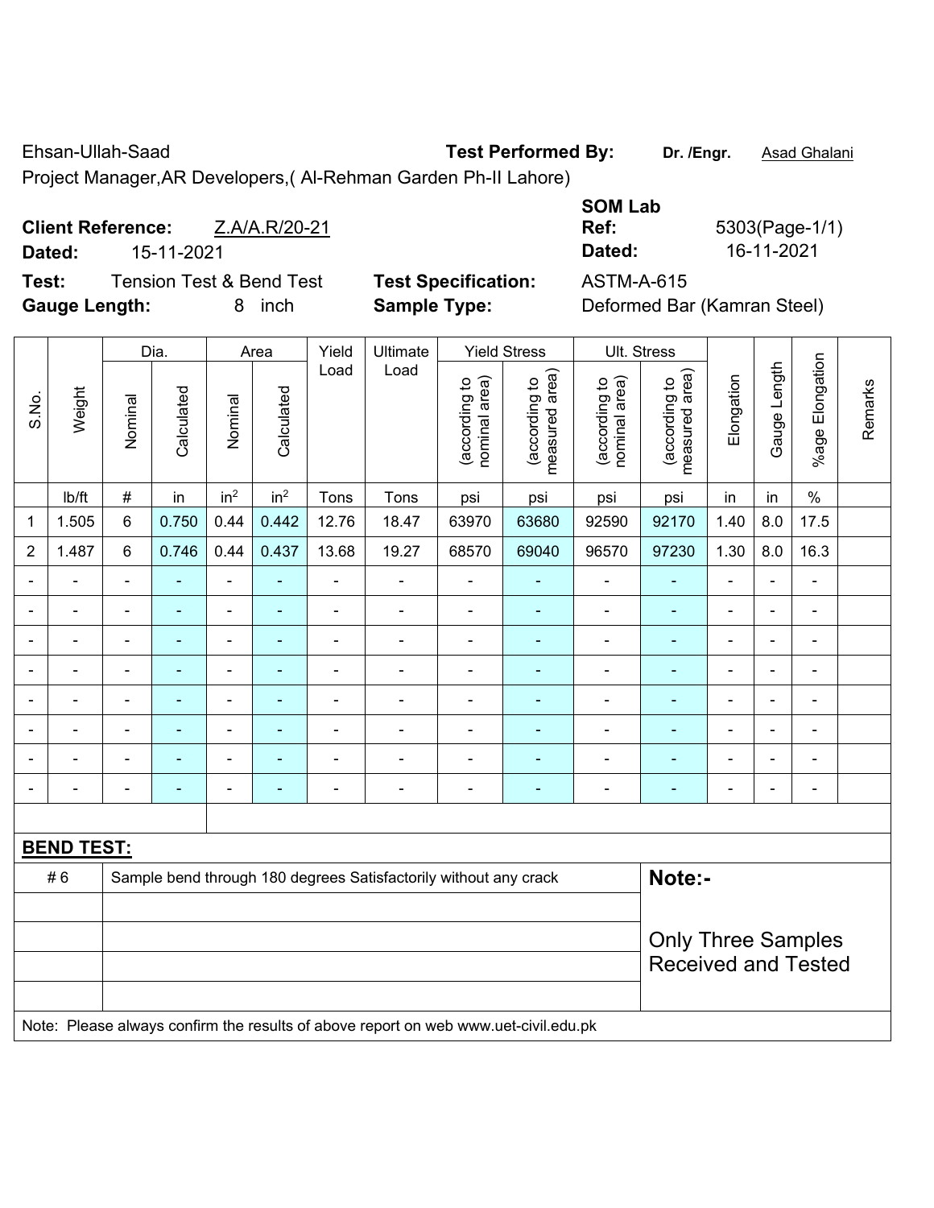Ehsan-Ullah-Saad

Project Manager,AR Developers,( Al-Rehman Garden Ph-II Lahore)

**Test Performed By:** **Dr. /Engr.** Asad Ghalani

**SOM Lab**

**Client Reference:** Z.A/A.R/20-21

**Dated:** 15-11-2021

**Ref:** 5303(Page-1/1)

**Dated:** 16-11-2021

**Test:** Tension Test & Bend Test

**Gauge Length:** 8 inch

**Test Specification:** ASTM-A-615

**Sample Type:** Deformed Bar (Kamran Steel)

| S.No. | Weight | Dia. | | Area | | Yield Load | Ultimate Load | Yield Stress | | Ult. Stress | | Elongation | Gauge Length | %age Elongation | Remarks |
|---|---|---|---|---|---|---|---|---|---|---|---|---|---|---|---|
| | | Nominal | Calculated | Nominal | Calculated | | | (according to nominal area) | (according to measured area) | (according to nominal area) | (according to measured area) | | | | |
| | lb/ft | # | in | $in^2$ | $in^2$ | Tons | Tons | psi | psi | psi | psi | in | in | % | |
| 1 | 1.505 | 6 | 0.750 | 0.44 | 0.442 | 12.76 | 18.47 | 63970 | 63680 | 92590 | 92170 | 1.40 | 8.0 | 17.5 | |
| 2 | 1.487 | 6 | 0.746 | 0.44 | 0.437 | 13.68 | 19.27 | 68570 | 69040 | 96570 | 97230 | 1.30 | 8.0 | 16.3 | |
| - | - | - | - | - | - | - | - | - | - | - | - | - | - | - | |
| - | - | - | - | - | - | - | - | - | - | - | - | - | - | - | |
| - | - | - | - | - | - | - | - | - | - | - | - | - | - | - | |
| - | - | - | - | - | - | - | - | - | - | - | - | - | - | - | |
| - | - | - | - | - | - | - | - | - | - | - | - | - | - | - | |
| - | - | - | - | - | - | - | - | - | - | - | - | - | - | - | |
| - | - | - | - | - | - | - | - | - | - | - | - | - | - | - | |
| - | - | - | - | - | - | - | - | - | - | - | - | - | - | - | |

**BEND TEST:**

| # 6 | Sample bend through 180 degrees Satisfactorily without any crack |
|---|---|

**Note:-**

Only Three Samples Received and Tested

Note: Please always confirm the results of above report on web www.uet-civil.edu.pk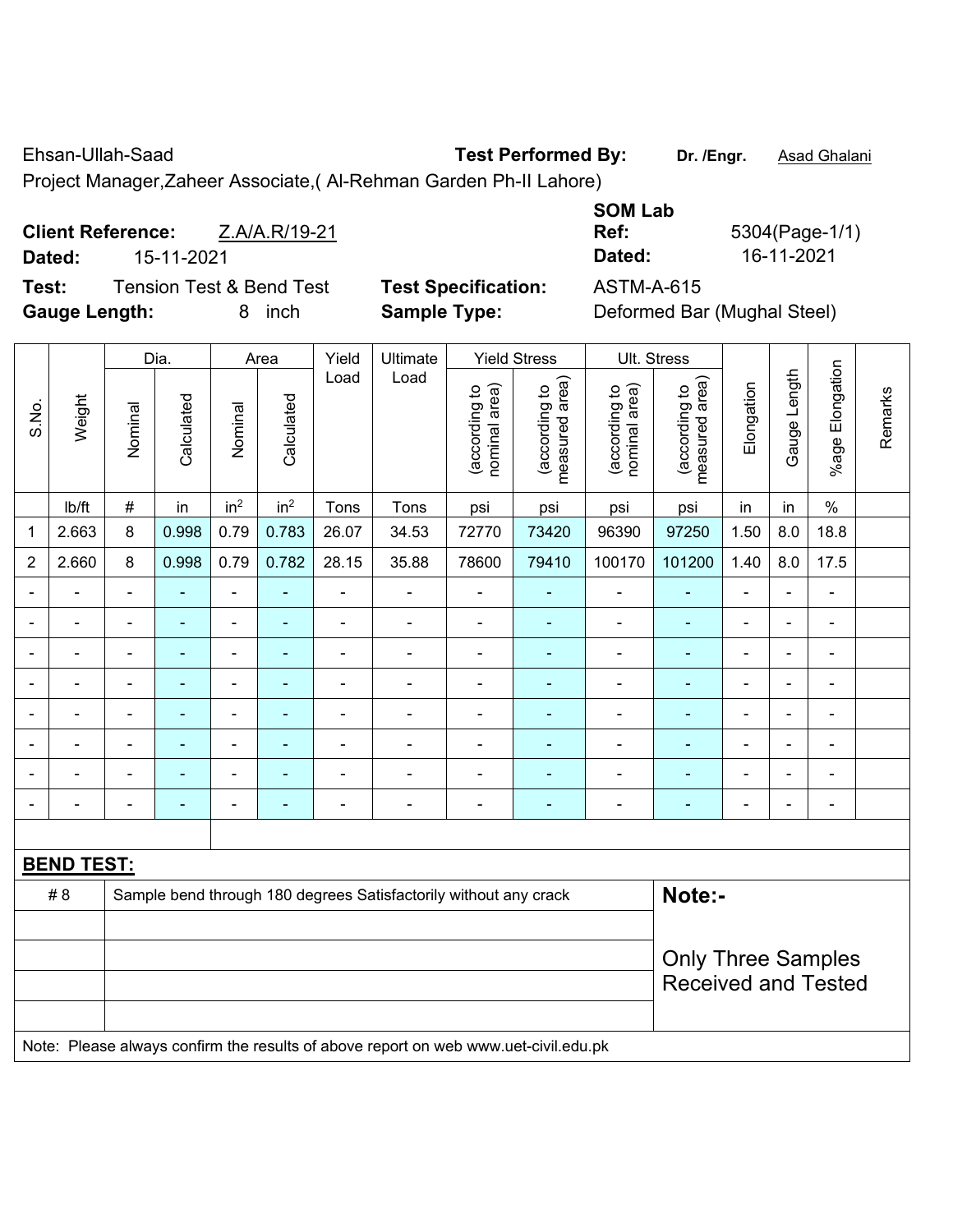Ehsan-Ullah-Saad **Test Performed By:** **Dr. /Engr.** Asad Ghalani

Project Manager,Zaheer Associate,( Al-Rehman Garden Ph-II Lahore)

**Client Reference:** Z.A/A.R/19-21 **SOM Lab Ref:** 5304(Page-1/1)

**Dated:** 15-11-2021 **Dated:** 16-11-2021

**Test:** Tension Test & Bend Test **Test Specification:** ASTM-A-615

**Gauge Length:** 8 inch **Sample Type:** Deformed Bar (Mughal Steel)

| S.No. | Weight | Dia. | | Area | | Yield Load | Ultimate Load | Yield Stress | | Ult. Stress | | Elongation | Gauge Length | %age Elongation | Remarks |
|---|---|---|---|---|---|---|---|---|---|---|---|---|---|---|---|
| | | Nominal | Calculated | Nominal | Calculated | | | (according to nominal area) | (according to measured area) | (according to nominal area) | (according to measured area) | | | | |
| | lb/ft | # | in | $in^2$ | $in^2$ | Tons | Tons | psi | psi | psi | psi | in | in | % | |
| 1 | 2.663 | 8 | 0.998 | 0.79 | 0.783 | 26.07 | 34.53 | 72770 | 73420 | 96390 | 97250 | 1.50 | 8.0 | 18.8 | |
| 2 | 2.660 | 8 | 0.998 | 0.79 | 0.782 | 28.15 | 35.88 | 78600 | 79410 | 100170 | 101200 | 1.40 | 8.0 | 17.5 | |
| - | - | - | - | - | - | - | - | - | - | - | - | - | - | - | |
| - | - | - | - | - | - | - | - | - | - | - | - | - | - | - | |
| - | - | - | - | - | - | - | - | - | - | - | - | - | - | - | |
| - | - | - | - | - | - | - | - | - | - | - | - | - | - | - | |
| - | - | - | - | - | - | - | - | - | - | - | - | - | - | - | |
| - | - | - | - | - | - | - | - | - | - | - | - | - | - | - | |
| - | - | - | - | - | - | - | - | - | - | - | - | - | - | - | |
| - | - | - | - | - | - | - | - | - | - | - | - | - | - | - | |

**BEND TEST:**

| | | |
|---|---|---|
| # 8 | Sample bend through 180 degrees Satisfactorily without any crack | **Note:-** |
| | | Only Three Samples Received and Tested |

Note: Please always confirm the results of above report on web www.uet-civil.edu.pk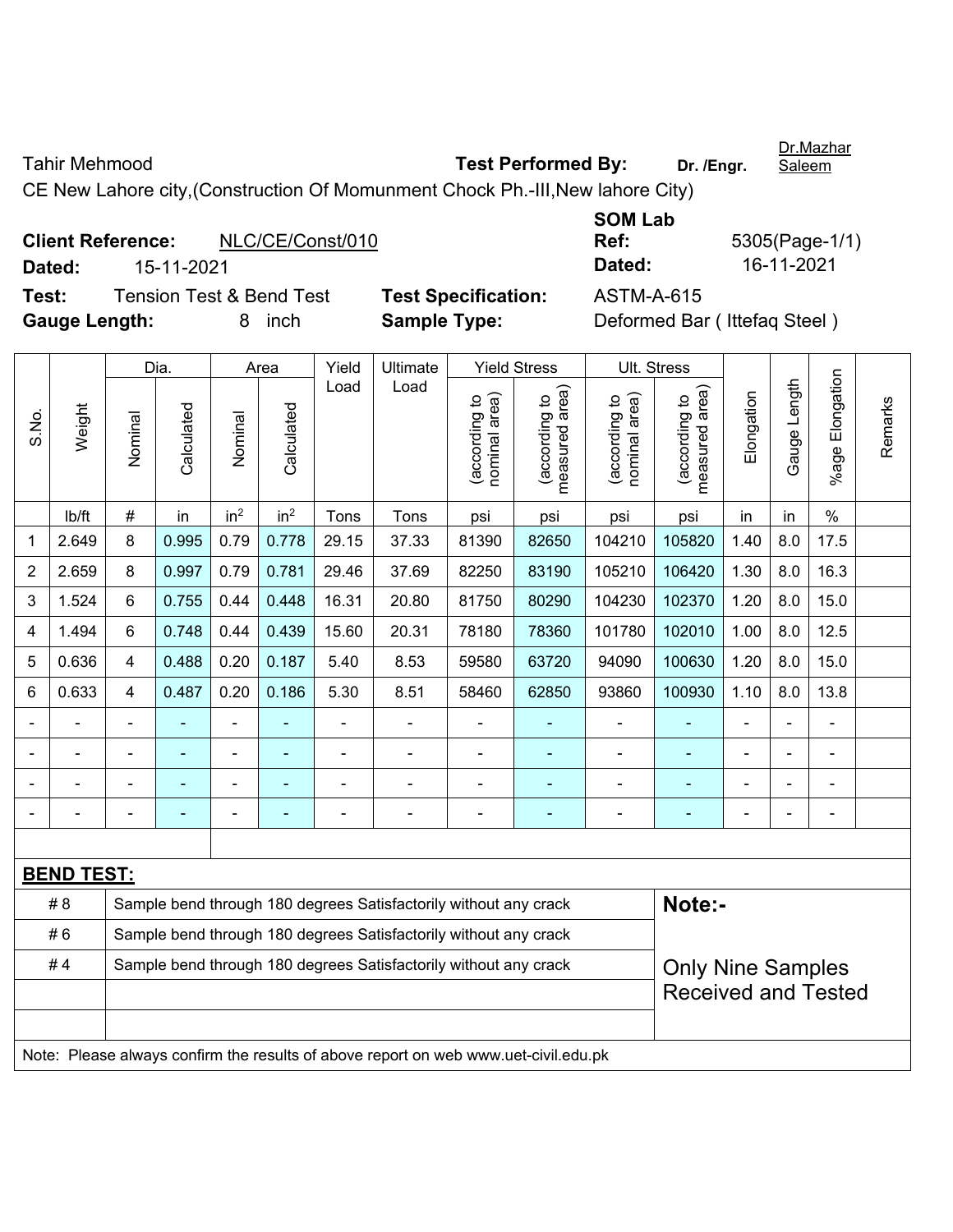Tahir Mehmood **Test Performed By:** **Dr. /Engr.** Dr.Mazhar Saleem

CE New Lahore city,(Construction Of Momunment Chock Ph.-III,New lahore City)

**Client Reference:** NLC/CE/Const/010 **SOM Lab Ref:** 5305(Page-1/1)

**Dated:** 15-11-2021 **Dated:** 16-11-2021

**Test:** Tension Test & Bend Test **Test Specification:** ASTM-A-615

**Gauge Length:** 8 inch **Sample Type:** Deformed Bar ( Ittefaq Steel )

| S.No. | Weight | Dia. | | Area | | Yield Load | Ultimate Load | Yield Stress | | Ult. Stress | | Elongation | Gauge Length | %age Elongation | Remarks |
|---|---|---|---|---|---|---|---|---|---|---|---|---|---|---|---|
| | | Nominal | Calculated | Nominal | Calculated | | | (according to nominal area) | (according to measured area) | (according to nominal area) | (according to measured area) | | | | |
| | lb/ft | # | in | in$^2$ | in$^2$ | Tons | Tons | psi | psi | psi | psi | in | in | % | |
| 1 | 2.649 | 8 | 0.995 | 0.79 | 0.778 | 29.15 | 37.33 | 81390 | 82650 | 104210 | 105820 | 1.40 | 8.0 | 17.5 | |
| 2 | 2.659 | 8 | 0.997 | 0.79 | 0.781 | 29.46 | 37.69 | 82250 | 83190 | 105210 | 106420 | 1.30 | 8.0 | 16.3 | |
| 3 | 1.524 | 6 | 0.755 | 0.44 | 0.448 | 16.31 | 20.80 | 81750 | 80290 | 104230 | 102370 | 1.20 | 8.0 | 15.0 | |
| 4 | 1.494 | 6 | 0.748 | 0.44 | 0.439 | 15.60 | 20.31 | 78180 | 78360 | 101780 | 102010 | 1.00 | 8.0 | 12.5 | |
| 5 | 0.636 | 4 | 0.488 | 0.20 | 0.187 | 5.40 | 8.53 | 59580 | 63720 | 94090 | 100630 | 1.20 | 8.0 | 15.0 | |
| 6 | 0.633 | 4 | 0.487 | 0.20 | 0.186 | 5.30 | 8.51 | 58460 | 62850 | 93860 | 100930 | 1.10 | 8.0 | 13.8 | |
| - | - | - | - | - | - | - | - | - | - | - | - | - | - | - | |
| - | - | - | - | - | - | - | - | - | - | - | - | - | - | - | |
| - | - | - | - | - | - | - | - | - | - | - | - | - | - | - | |
| - | - | - | - | - | - | - | - | - | - | - | - | - | - | - | |

**BEND TEST:**

| | | |
|---|---|---|
| # 8 | Sample bend through 180 degrees Satisfactorily without any crack | **Note:-** |
| # 6 | Sample bend through 180 degrees Satisfactorily without any crack | |
| # 4 | Sample bend through 180 degrees Satisfactorily without any crack | Only Nine Samples Received and Tested |

Note: Please always confirm the results of above report on web www.uet-civil.edu.pk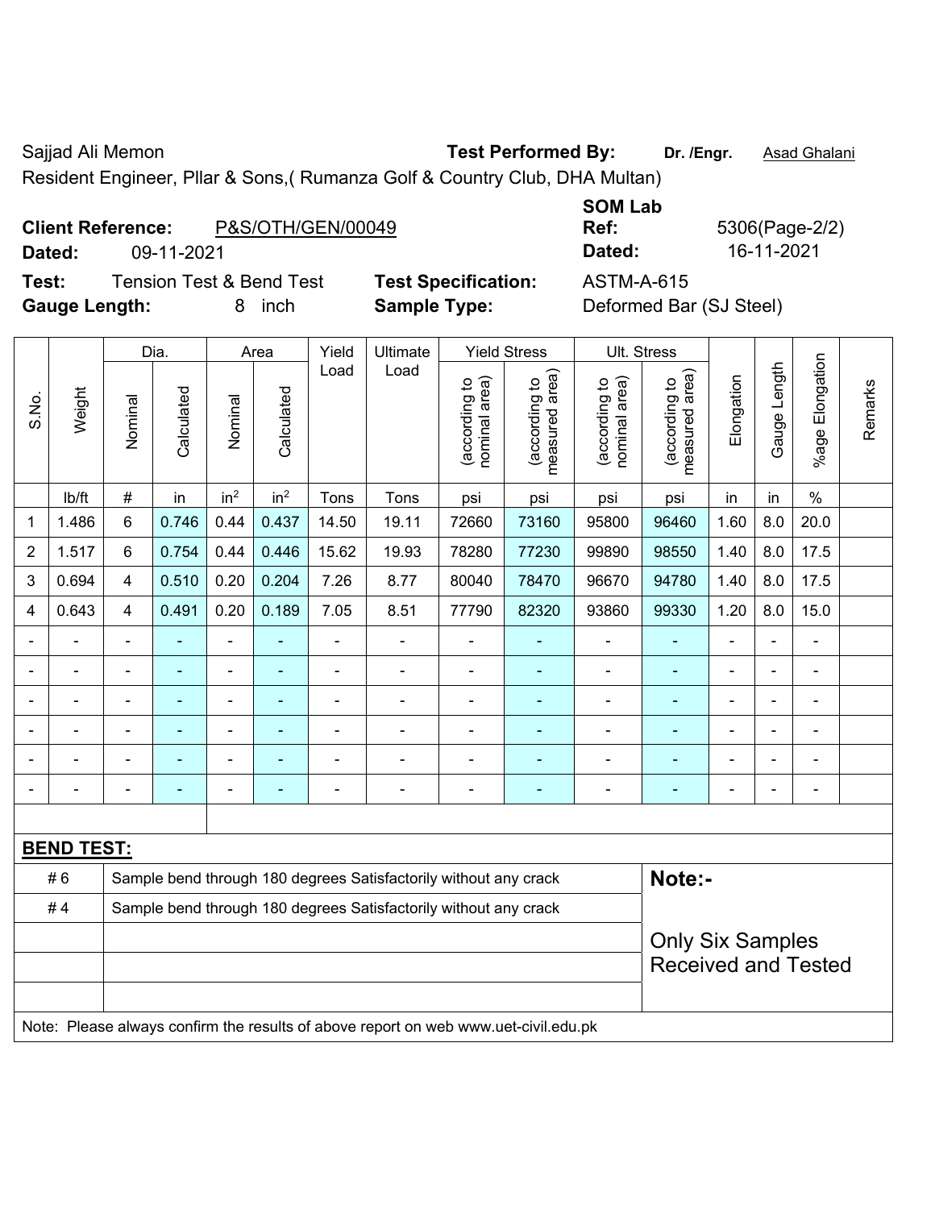Sajjad Ali Memon

Resident Engineer, Pllar & Sons,( Rumanza Golf & Country Club, DHA Multan)

**Test Performed By:** **Dr. /Engr.** Asad Ghalani

**Client Reference:** P&S/OTH/GEN/00049

**Dated:** 09-11-2021

**SOM Lab Ref:** 5306(Page-2/2)

**Dated:** 16-11-2021

**Test:** Tension Test & Bend Test

**Test Specification:** ASTM-A-615

**Gauge Length:** 8 inch

**Sample Type:** Deformed Bar (SJ Steel)

| S.No. | Weight | Dia. | | Area | | Yield Load | Ultimate Load | Yield Stress | | Ult. Stress | | Elongation | Gauge Length | %age Elongation | Remarks |
|---|---|---|---|---|---|---|---|---|---|---|---|---|---|---|---|
| | | Nominal | Calculated | Nominal | Calculated | | | (according to nominal area) | (according to measured area) | (according to nominal area) | (according to measured area) | | | | |
| | lb/ft | # | in | in² | in² | Tons | Tons | psi | psi | psi | psi | in | in | % | |
| 1 | 1.486 | 6 | 0.746 | 0.44 | 0.437 | 14.50 | 19.11 | 72660 | 73160 | 95800 | 96460 | 1.60 | 8.0 | 20.0 | |
| 2 | 1.517 | 6 | 0.754 | 0.44 | 0.446 | 15.62 | 19.93 | 78280 | 77230 | 99890 | 98550 | 1.40 | 8.0 | 17.5 | |
| 3 | 0.694 | 4 | 0.510 | 0.20 | 0.204 | 7.26 | 8.77 | 80040 | 78470 | 96670 | 94780 | 1.40 | 8.0 | 17.5 | |
| 4 | 0.643 | 4 | 0.491 | 0.20 | 0.189 | 7.05 | 8.51 | 77790 | 82320 | 93860 | 99330 | 1.20 | 8.0 | 15.0 | |
| - | - | - | - | - | - | - | - | - | - | - | - | - | - | - | |
| - | - | - | - | - | - | - | - | - | - | - | - | - | - | - | |
| - | - | - | - | - | - | - | - | - | - | - | - | - | - | - | |
| - | - | - | - | - | - | - | - | - | - | - | - | - | - | - | |
| - | - | - | - | - | - | - | - | - | - | - | - | - | - | - | |
| - | - | - | - | - | - | - | - | - | - | - | - | - | - | - | |

**BEND TEST:**

| | |
|---|---|
| # 6 | Sample bend through 180 degrees Satisfactorily without any crack |
| # 4 | Sample bend through 180 degrees Satisfactorily without any crack |

**Note:-**

Only Six Samples Received and Tested

Note: Please always confirm the results of above report on web www.uet-civil.edu.pk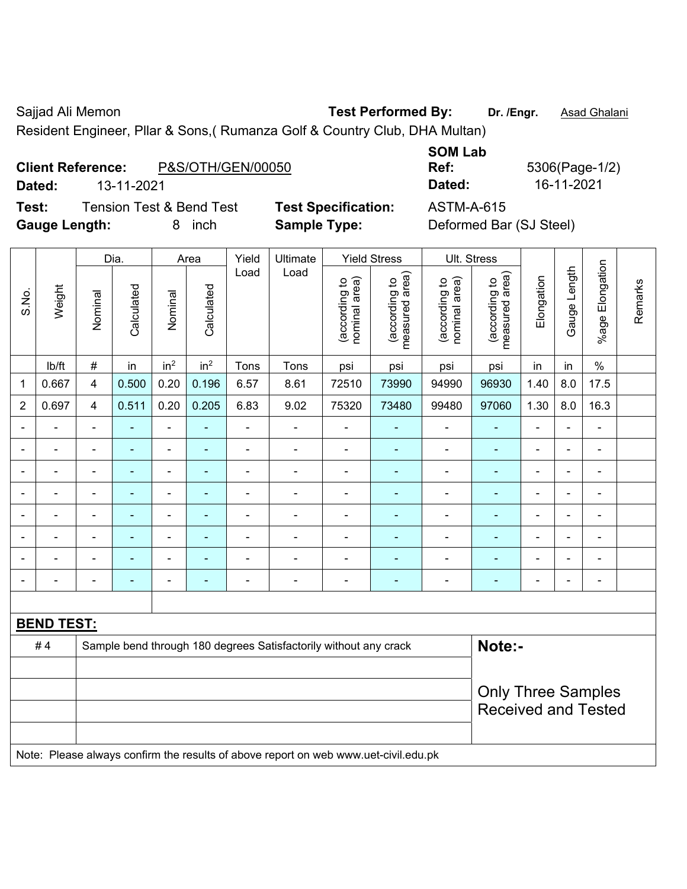Sajjad Ali Memon **Test Performed By:** **Dr. /Engr.** Asad Ghalani

Resident Engineer, Pllar & Sons,( Rumanza Golf & Country Club, DHA Multan)

**Client Reference:** P&S/OTH/GEN/00050 **SOM Lab Ref:** 5306(Page-1/2)

**Dated:** 13-11-2021 **Dated:** 16-11-2021

**Test:** Tension Test & Bend Test **Test Specification:** ASTM-A-615

**Gauge Length:** 8 inch **Sample Type:** Deformed Bar (SJ Steel)

| S.No. | Weight | Dia. | | Area | | Yield Load | Ultimate Load | Yield Stress | | Ult. Stress | | Elongation | Gauge Length | %age Elongation | Remarks |
|---|---|---|---|---|---|---|---|---|---|---|---|---|---|---|---|
| | | Nominal | Calculated | Nominal | Calculated | | | (according to nominal area) | (according to measured area) | (according to nominal area) | (according to measured area) | | | | |
| | lb/ft | # | in | in² | in² | Tons | Tons | psi | psi | psi | psi | in | in | % | |
| 1 | 0.667 | 4 | 0.500 | 0.20 | 0.196 | 6.57 | 8.61 | 72510 | 73990 | 94990 | 96930 | 1.40 | 8.0 | 17.5 | |
| 2 | 0.697 | 4 | 0.511 | 0.20 | 0.205 | 6.83 | 9.02 | 75320 | 73480 | 99480 | 97060 | 1.30 | 8.0 | 16.3 | |
| - | - | - | - | - | - | - | - | - | - | - | - | - | - | - | |
| - | - | - | - | - | - | - | - | - | - | - | - | - | - | - | |
| - | - | - | - | - | - | - | - | - | - | - | - | - | - | - | |
| - | - | - | - | - | - | - | - | - | - | - | - | - | - | - | |
| - | - | - | - | - | - | - | - | - | - | - | - | - | - | - | |
| - | - | - | - | - | - | - | - | - | - | - | - | - | - | - | |
| - | - | - | - | - | - | - | - | - | - | - | - | - | - | - | |
| - | - | - | - | - | - | - | - | - | - | - | - | - | - | - | |

**BEND TEST:**

| | | |
|---|---|---|
| # 4 | Sample bend through 180 degrees Satisfactorily without any crack | **Note:-** Only Three Samples Received and Tested |

Note: Please always confirm the results of above report on web www.uet-civil.edu.pk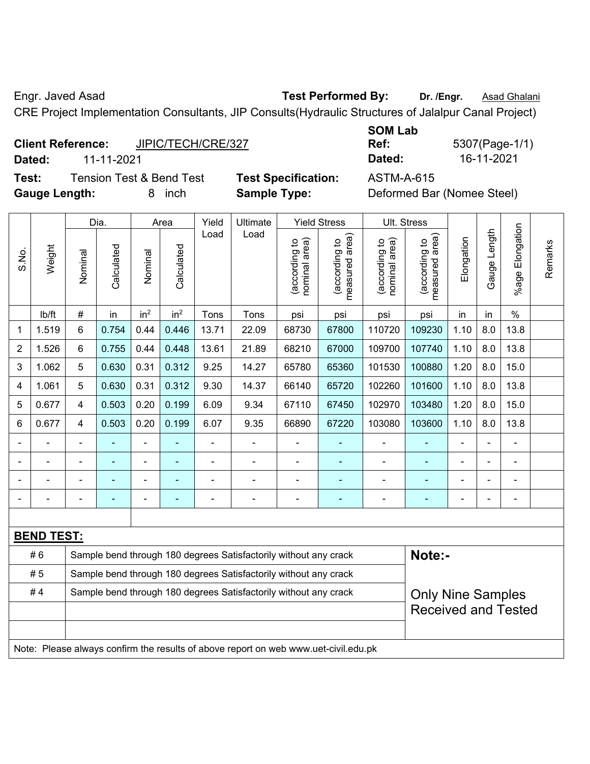Engr. Javed Asad **Test Performed By:** **Dr. /Engr.** Asad Ghalani

CRE Project Implementation Consultants, JIP Consults(Hydraulic Structures of Jalalpur Canal Project)

**Client Reference:** JIPIC/TECH/CRE/327 **SOM Lab Ref:** 5307(Page-1/1)

**Dated:** 11-11-2021 **Dated:** 16-11-2021

**Test:** Tension Test & Bend Test **Test Specification:** ASTM-A-615

**Gauge Length:** 8 inch **Sample Type:** Deformed Bar (Nomee Steel)

| S.No. | Weight | Dia. | | Area | | Yield Load | Ultimate Load | Yield Stress | | Ult. Stress | | Elongation | Gauge Length | %age Elongation | Remarks |
|---|---|---|---|---|---|---|---|---|---|---|---|---|---|---|---|
| | | Nominal | Calculated | Nominal | Calculated | | | (according to nominal area) | (according to measured area) | (according to nominal area) | (according to measured area) | | | | |
| | lb/ft | # | in | in$^2$ | in$^2$ | Tons | Tons | psi | psi | psi | psi | in | in | % | |
| 1 | 1.519 | 6 | 0.754 | 0.44 | 0.446 | 13.71 | 22.09 | 68730 | 67800 | 110720 | 109230 | 1.10 | 8.0 | 13.8 | |
| 2 | 1.526 | 6 | 0.755 | 0.44 | 0.448 | 13.61 | 21.89 | 68210 | 67000 | 109700 | 107740 | 1.10 | 8.0 | 13.8 | |
| 3 | 1.062 | 5 | 0.630 | 0.31 | 0.312 | 9.25 | 14.27 | 65780 | 65360 | 101530 | 100880 | 1.20 | 8.0 | 15.0 | |
| 4 | 1.061 | 5 | 0.630 | 0.31 | 0.312 | 9.30 | 14.37 | 66140 | 65720 | 102260 | 101600 | 1.10 | 8.0 | 13.8 | |
| 5 | 0.677 | 4 | 0.503 | 0.20 | 0.199 | 6.09 | 9.34 | 67110 | 67450 | 102970 | 103480 | 1.20 | 8.0 | 15.0 | |
| 6 | 0.677 | 4 | 0.503 | 0.20 | 0.199 | 6.07 | 9.35 | 66890 | 67220 | 103080 | 103600 | 1.10 | 8.0 | 13.8 | |
| - | - | - | - | - | - | - | - | - | - | - | - | - | - | - | |
| - | - | - | - | - | - | - | - | - | - | - | - | - | - | - | |
| - | - | - | - | - | - | - | - | - | - | - | - | - | - | - | |
| - | - | - | - | - | - | - | - | - | - | - | - | - | - | - | |

**BEND TEST:**

| | | |
|---|---|---|
| # 6 | Sample bend through 180 degrees Satisfactorily without any crack | **Note:-** |
| # 5 | Sample bend through 180 degrees Satisfactorily without any crack | |
| # 4 | Sample bend through 180 degrees Satisfactorily without any crack | Only Nine Samples Received and Tested |

Note: Please always confirm the results of above report on web www.uet-civil.edu.pk